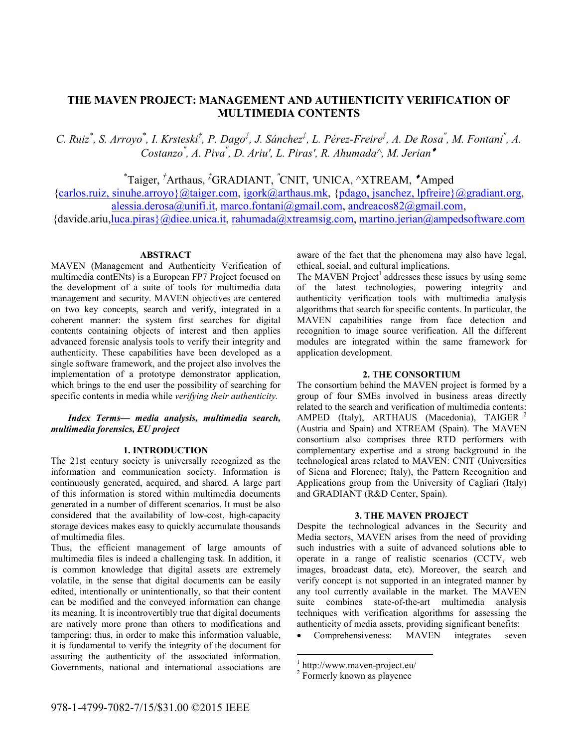# THE MAVEN PROJECT: MANAGEMENT AND AUTHENTICITY VERIFICATION OF MULTIMEDIA CONTENTS

*C. Ruiz[*], S. Arroyo[*], I. Krsteski[†], P. Dago[‡], J. Sánchez[‡], L. Pérez-Freire[‡], A. De Rosa["], M. Fontani["], A. Costanzo["], A. Piva["], D. Ariu['], L. Piras['], R. Ahumada[^], M. Jerian[◆]*

[*]Taiger, [†]Arthaus, [‡]GRADIANT, ["]CNIT, [']UNICA, [^]XTREAM, [◆]Amped

{carlos.ruiz, sinuhe.arroyo}@taiger.com, igork@arthaus.mk, {pdago, jsanchez, lpfreire}@gradiant.org, alessia.derosa@unifi.it, marco.fontani@gmail.com, andreacos82@gmail.com, {davide.ariu,luca.piras}@diee.unica.it, rahumada@xtreamsig.com, martino.jerian@ampedsoftware.com

## ABSTRACT

MAVEN (Management and Authenticity Verification of multimedia contENts) is a European FP7 Project focused on the development of a suite of tools for multimedia data management and security. MAVEN objectives are centered on two key concepts, search and verify, integrated in a coherent manner: the system first searches for digital contents containing objects of interest and then applies advanced forensic analysis tools to verify their integrity and authenticity. These capabilities have been developed as a single software framework, and the project also involves the implementation of a prototype demonstrator application, which brings to the end user the possibility of searching for specific contents in media while *verifying their authenticity.*

***Index Terms— media analysis, multimedia search, multimedia forensics, EU project***

## 1. INTRODUCTION

The 21st century society is universally recognized as the information and communication society. Information is continuously generated, acquired, and shared. A large part of this information is stored within multimedia documents generated in a number of different scenarios. It must be also considered that the availability of low-cost, high-capacity storage devices makes easy to quickly accumulate thousands of multimedia files.

Thus, the efficient management of large amounts of multimedia files is indeed a challenging task. In addition, it is common knowledge that digital assets are extremely volatile, in the sense that digital documents can be easily edited, intentionally or unintentionally, so that their content can be modified and the conveyed information can change its meaning. It is incontrovertibly true that digital documents are natively more prone than others to modifications and tampering: thus, in order to make this information valuable, it is fundamental to verify the integrity of the document for assuring the authenticity of the associated information. Governments, national and international associations are aware of the fact that the phenomena may also have legal, ethical, social, and cultural implications.

The MAVEN Project[1] addresses these issues by using some of the latest technologies, powering integrity and authenticity verification tools with multimedia analysis algorithms that search for specific contents. In particular, the MAVEN capabilities range from face detection and recognition to image source verification. All the different modules are integrated within the same framework for application development.

## 2. THE CONSORTIUM

The consortium behind the MAVEN project is formed by a group of four SMEs involved in business areas directly related to the search and verification of multimedia contents: AMPED (Italy), ARTHAUS (Macedonia), TAIGER [2] (Austria and Spain) and XTREAM (Spain). The MAVEN consortium also comprises three RTD performers with complementary expertise and a strong background in the technological areas related to MAVEN: CNIT (Universities of Siena and Florence; Italy), the Pattern Recognition and Applications group from the University of Cagliari (Italy) and GRADIANT (R&D Center, Spain).

## 3. THE MAVEN PROJECT

Despite the technological advances in the Security and Media sectors, MAVEN arises from the need of providing such industries with a suite of advanced solutions able to operate in a range of realistic scenarios (CCTV, web images, broadcast data, etc). Moreover, the search and verify concept is not supported in an integrated manner by any tool currently available in the market. The MAVEN suite combines state-of-the-art multimedia analysis techniques with verification algorithms for assessing the authenticity of media assets, providing significant benefits:

- Comprehensiveness: MAVEN integrates seven

[1] http://www.maven-project.eu/

[2] Formerly known as playence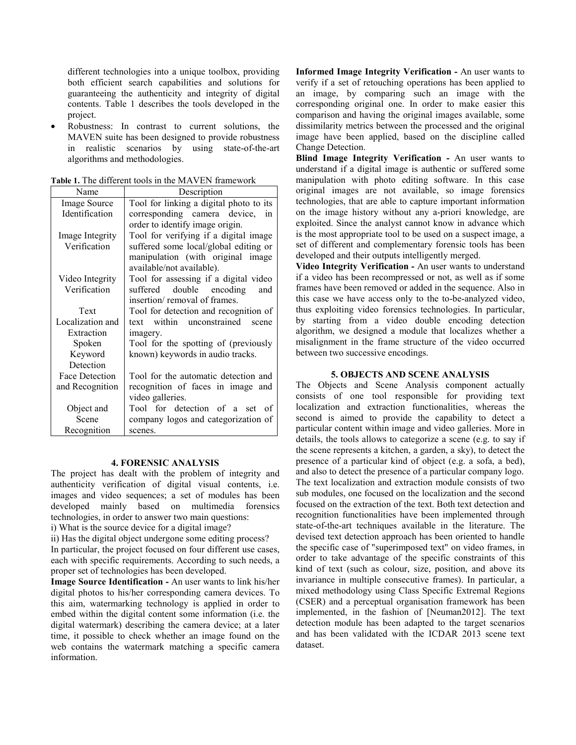different technologies into a unique toolbox, providing both efficient search capabilities and solutions for guaranteeing the authenticity and integrity of digital contents. Table 1 describes the tools developed in the project.

- Robustness: In contrast to current solutions, the MAVEN suite has been designed to provide robustness in realistic scenarios by using state-of-the-art algorithms and methodologies.

**Table 1.** The different tools in the MAVEN framework

| Name | Description |
|---|---|
| Image Source Identification | Tool for linking a digital photo to its corresponding camera device, in order to identify image origin. |
| Image Integrity Verification | Tool for verifying if a digital image suffered some local/global editing or manipulation (with original image available/not available). |
| Video Integrity Verification | Tool for assessing if a digital video suffered double encoding and insertion/ removal of frames. |
| Text Localization and Extraction | Tool for detection and recognition of text within unconstrained scene imagery. |
| Spoken Keyword Detection | Tool for the spotting of (previously known) keywords in audio tracks. |
| Face Detection and Recognition | Tool for the automatic detection and recognition of faces in image and video galleries. |
| Object and Scene Recognition | Tool for detection of a set of company logos and categorization of scenes. |

## 4. FORENSIC ANALYSIS

The project has dealt with the problem of integrity and authenticity verification of digital visual contents, i.e. images and video sequences; a set of modules has been developed mainly based on multimedia forensics technologies, in order to answer two main questions:

i) What is the source device for a digital image?

ii) Has the digital object undergone some editing process?

In particular, the project focused on four different use cases, each with specific requirements. According to such needs, a proper set of technologies has been developed.

**Image Source Identification -** An user wants to link his/her digital photos to his/her corresponding camera devices. To this aim, watermarking technology is applied in order to embed within the digital content some information (i.e. the digital watermark) describing the camera device; at a later time, it possible to check whether an image found on the web contains the watermark matching a specific camera information.

**Informed Image Integrity Verification -** An user wants to verify if a set of retouching operations has been applied to an image, by comparing such an image with the corresponding original one. In order to make easier this comparison and having the original images available, some dissimilarity metrics between the processed and the original image have been applied, based on the discipline called Change Detection.

**Blind Image Integrity Verification -** An user wants to understand if a digital image is authentic or suffered some manipulation with photo editing software. In this case original images are not available, so image forensics technologies, that are able to capture important information on the image history without any a-priori knowledge, are exploited. Since the analyst cannot know in advance which is the most appropriate tool to be used on a suspect image, a set of different and complementary forensic tools has been developed and their outputs intelligently merged.

**Video Integrity Verification -** An user wants to understand if a video has been recompressed or not, as well as if some frames have been removed or added in the sequence. Also in this case we have access only to the to-be-analyzed video, thus exploiting video forensics technologies. In particular, by starting from a video double encoding detection algorithm, we designed a module that localizes whether a misalignment in the frame structure of the video occurred between two successive encodings.

## 5. OBJECTS AND SCENE ANALYSIS

The Objects and Scene Analysis component actually consists of one tool responsible for providing text localization and extraction functionalities, whereas the second is aimed to provide the capability to detect a particular content within image and video galleries. More in details, the tools allows to categorize a scene (e.g. to say if the scene represents a kitchen, a garden, a sky), to detect the presence of a particular kind of object (e.g. a sofa, a bed), and also to detect the presence of a particular company logo. The text localization and extraction module consists of two sub modules, one focused on the localization and the second focused on the extraction of the text. Both text detection and recognition functionalities have been implemented through state-of-the-art techniques available in the literature. The devised text detection approach has been oriented to handle the specific case of "superimposed text" on video frames, in order to take advantage of the specific constraints of this kind of text (such as colour, size, position, and above its invariance in multiple consecutive frames). In particular, a mixed methodology using Class Specific Extremal Regions (CSER) and a perceptual organisation framework has been implemented, in the fashion of [Neuman2012]. The text detection module has been adapted to the target scenarios and has been validated with the ICDAR 2013 scene text dataset.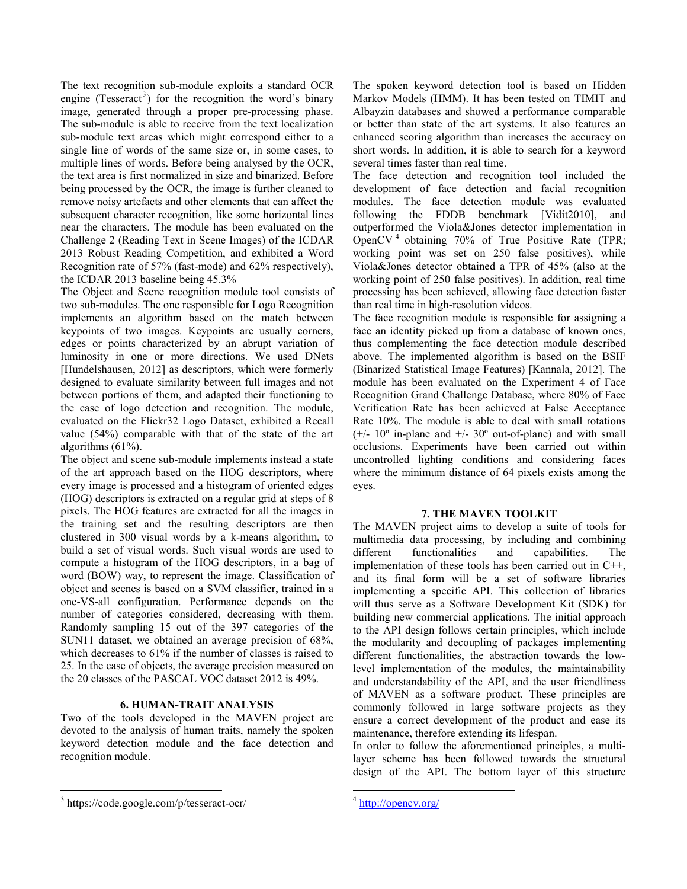The text recognition sub-module exploits a standard OCR engine (Tesseract[3]) for the recognition the word's binary image, generated through a proper pre-processing phase. The sub-module is able to receive from the text localization sub-module text areas which might correspond either to a single line of words of the same size or, in some cases, to multiple lines of words. Before being analysed by the OCR, the text area is first normalized in size and binarized. Before being processed by the OCR, the image is further cleaned to remove noisy artefacts and other elements that can affect the subsequent character recognition, like some horizontal lines near the characters. The module has been evaluated on the Challenge 2 (Reading Text in Scene Images) of the ICDAR 2013 Robust Reading Competition, and exhibited a Word Recognition rate of 57% (fast-mode) and 62% respectively), the ICDAR 2013 baseline being 45.3%

The Object and Scene recognition module tool consists of two sub-modules. The one responsible for Logo Recognition implements an algorithm based on the match between keypoints of two images. Keypoints are usually corners, edges or points characterized by an abrupt variation of luminosity in one or more directions. We used DNets [Hundelshausen, 2012] as descriptors, which were formerly designed to evaluate similarity between full images and not between portions of them, and adapted their functioning to the case of logo detection and recognition. The module, evaluated on the Flickr32 Logo Dataset, exhibited a Recall value (54%) comparable with that of the state of the art algorithms (61%).

The object and scene sub-module implements instead a state of the art approach based on the HOG descriptors, where every image is processed and a histogram of oriented edges (HOG) descriptors is extracted on a regular grid at steps of 8 pixels. The HOG features are extracted for all the images in the training set and the resulting descriptors are then clustered in 300 visual words by a k-means algorithm, to build a set of visual words. Such visual words are used to compute a histogram of the HOG descriptors, in a bag of word (BOW) way, to represent the image. Classification of object and scenes is based on a SVM classifier, trained in a one-VS-all configuration. Performance depends on the number of categories considered, decreasing with them. Randomly sampling 15 out of the 397 categories of the SUN11 dataset, we obtained an average precision of 68%, which decreases to 61% if the number of classes is raised to 25. In the case of objects, the average precision measured on the 20 classes of the PASCAL VOC dataset 2012 is 49%.

## 6. HUMAN-TRAIT ANALYSIS

Two of the tools developed in the MAVEN project are devoted to the analysis of human traits, namely the spoken keyword detection module and the face detection and recognition module.

The spoken keyword detection tool is based on Hidden Markov Models (HMM). It has been tested on TIMIT and Albayzin databases and showed a performance comparable or better than state of the art systems. It also features an enhanced scoring algorithm than increases the accuracy on short words. In addition, it is able to search for a keyword several times faster than real time.

The face detection and recognition tool included the development of face detection and facial recognition modules. The face detection module was evaluated following the FDDB benchmark [Vidit2010], and outperformed the Viola&Jones detector implementation in OpenCV[4] obtaining 70% of True Positive Rate (TPR; working point was set on 250 false positives), while Viola&Jones detector obtained a TPR of 45% (also at the working point of 250 false positives). In addition, real time processing has been achieved, allowing face detection faster than real time in high-resolution videos.

The face recognition module is responsible for assigning a face an identity picked up from a database of known ones, thus complementing the face detection module described above. The implemented algorithm is based on the BSIF (Binarized Statistical Image Features) [Kannala, 2012]. The module has been evaluated on the Experiment 4 of Face Recognition Grand Challenge Database, where 80% of Face Verification Rate has been achieved at False Acceptance Rate 10%. The module is able to deal with small rotations (+/- 10º in-plane and +/- 30º out-of-plane) and with small occlusions. Experiments have been carried out within uncontrolled lighting conditions and considering faces where the minimum distance of 64 pixels exists among the eyes.

## 7. THE MAVEN TOOLKIT

The MAVEN project aims to develop a suite of tools for multimedia data processing, by including and combining different functionalities and capabilities. The implementation of these tools has been carried out in C++, and its final form will be a set of software libraries implementing a specific API. This collection of libraries will thus serve as a Software Development Kit (SDK) for building new commercial applications. The initial approach to the API design follows certain principles, which include the modularity and decoupling of packages implementing different functionalities, the abstraction towards the low-level implementation of the modules, the maintainability and understandability of the API, and the user friendliness of MAVEN as a software product. These principles are commonly followed in large software projects as they ensure a correct development of the product and ease its maintenance, therefore extending its lifespan.

In order to follow the aforementioned principles, a multi-layer scheme has been followed towards the structural design of the API. The bottom layer of this structure

---

[3] https://code.google.com/p/tesseract-ocr/

[4] http://opencv.org/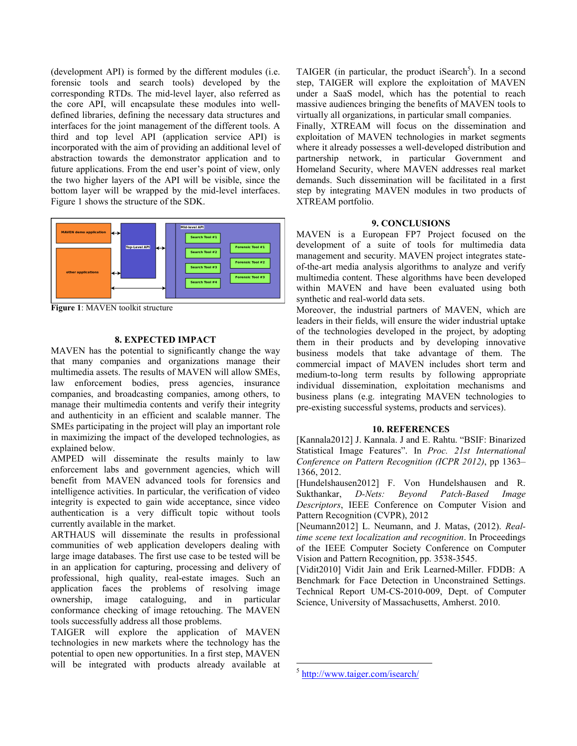(development API) is formed by the different modules (i.e. forensic tools and search tools) developed by the corresponding RTDs. The mid-level layer, also referred as the core API, will encapsulate these modules into well-defined libraries, defining the necessary data structures and interfaces for the joint management of the different tools. A third and top level API (application service API) is incorporated with the aim of providing an additional level of abstraction towards the demonstrator application and to future applications. From the end user's point of view, only the two higher layers of the API will be visible, since the bottom layer will be wrapped by the mid-level interfaces. Figure 1 shows the structure of the SDK.

MAVEN demo application

other applications

Top-Level API

Mid-level API

Search Tool #1

Search Tool #2

Search Tool #3

Search Tool #4

Forensic Tool #1

Forensic Tool #2

Forensic Tool #3

**Figure 1**: MAVEN toolkit structure

## 8. EXPECTED IMPACT

MAVEN has the potential to significantly change the way that many companies and organizations manage their multimedia assets. The results of MAVEN will allow SMEs, law enforcement bodies, press agencies, insurance companies, and broadcasting companies, among others, to manage their multimedia contents and verify their integrity and authenticity in an efficient and scalable manner. The SMEs participating in the project will play an important role in maximizing the impact of the developed technologies, as explained below.

AMPED will disseminate the results mainly to law enforcement labs and government agencies, which will benefit from MAVEN advanced tools for forensics and intelligence activities. In particular, the verification of video integrity is expected to gain wide acceptance, since video authentication is a very difficult topic without tools currently available in the market.

ARTHAUS will disseminate the results in professional communities of web application developers dealing with large image databases. The first use case to be tested will be in an application for capturing, processing and delivery of professional, high quality, real-estate images. Such an application faces the problems of resolving image ownership, image cataloguing, and in particular conformance checking of image retouching. The MAVEN tools successfully address all those problems.

TAIGER will explore the application of MAVEN technologies in new markets where the technology has the potential to open new opportunities. In a first step, MAVEN will be integrated with products already available at TAIGER (in particular, the product iSearch[5]). In a second step, TAIGER will explore the exploitation of MAVEN under a SaaS model, which has the potential to reach massive audiences bringing the benefits of MAVEN tools to virtually all organizations, in particular small companies.

Finally, XTREAM will focus on the dissemination and exploitation of MAVEN technologies in market segments where it already possesses a well-developed distribution and partnership network, in particular Government and Homeland Security, where MAVEN addresses real market demands. Such dissemination will be facilitated in a first step by integrating MAVEN modules in two products of XTREAM portfolio.

## 9. CONCLUSIONS

MAVEN is a European FP7 Project focused on the development of a suite of tools for multimedia data management and security. MAVEN project integrates state-of-the-art media analysis algorithms to analyze and verify multimedia content. These algorithms have been developed within MAVEN and have been evaluated using both synthetic and real-world data sets.

Moreover, the industrial partners of MAVEN, which are leaders in their fields, will ensure the wider industrial uptake of the technologies developed in the project, by adopting them in their products and by developing innovative business models that take advantage of them. The commercial impact of MAVEN includes short term and medium-to-long term results by following appropriate individual dissemination, exploitation mechanisms and business plans (e.g. integrating MAVEN technologies to pre-existing successful systems, products and services).

## 10. REFERENCES

[Kannala2012] J. Kannala. J and E. Rahtu. "BSIF: Binarized Statistical Image Features". In *Proc. 21st International Conference on Pattern Recognition (ICPR 2012)*, pp 1363–1366, 2012.

[Hundelshausen2012] F. Von Hundelshausen and R. Sukthankar, *D-Nets: Beyond Patch-Based Image Descriptors*, IEEE Conference on Computer Vision and Pattern Recognition (CVPR), 2012

[Neumann2012] L. Neumann, and J. Matas, (2012). *Real-time scene text localization and recognition*. In Proceedings of the IEEE Computer Society Conference on Computer Vision and Pattern Recognition, pp. 3538-3545.

[Vidit2010] Vidit Jain and Erik Learned-Miller. FDDB: A Benchmark for Face Detection in Unconstrained Settings. Technical Report UM-CS-2010-009, Dept. of Computer Science, University of Massachusetts, Amherst. 2010.

[5] http://www.taiger.com/isearch/